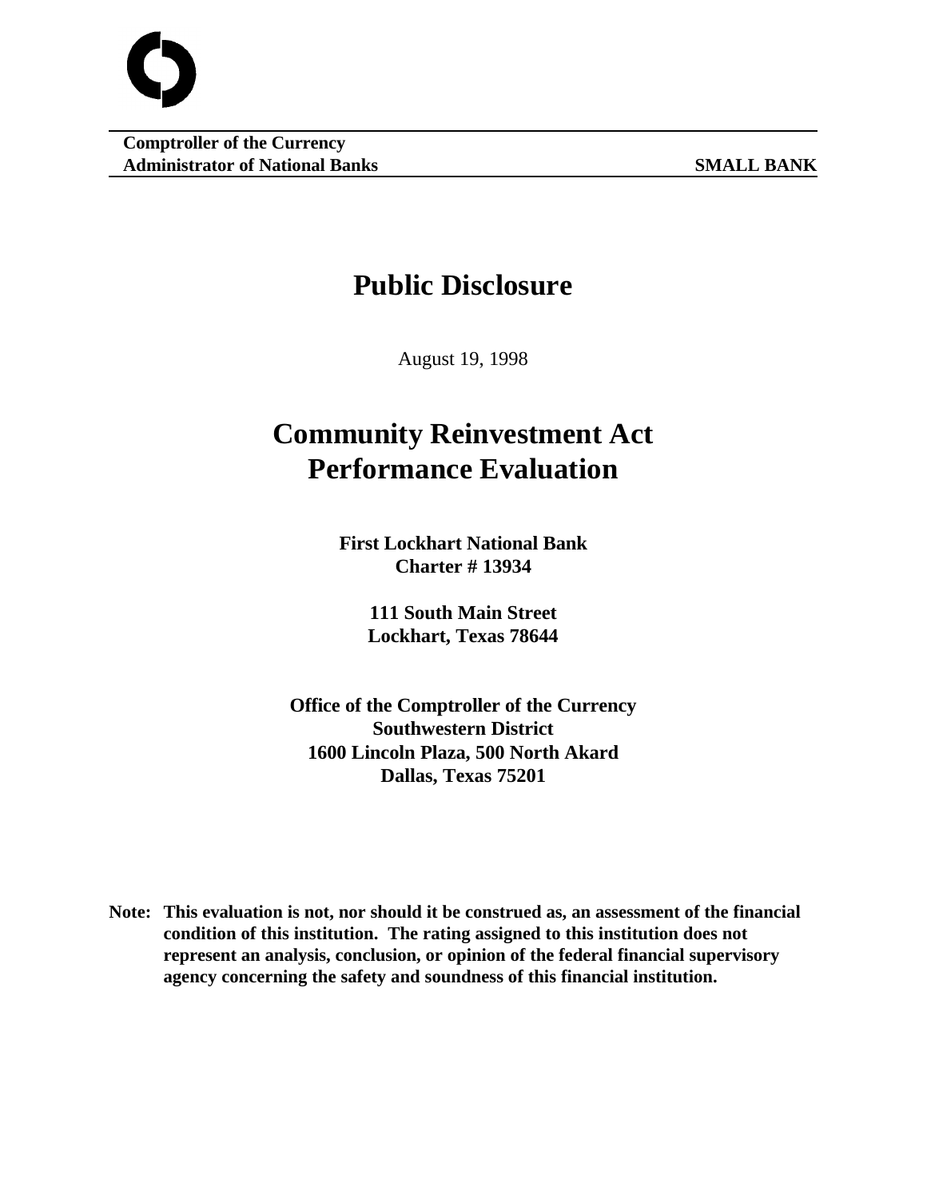**Comptroller of the Currency**
**Administrator of National Banks** **SMALL BANK**

# Public Disclosure

August 19, 1998

# Community Reinvestment Act Performance Evaluation

**First Lockhart National Bank**
**Charter # 13934**

**111 South Main Street**
**Lockhart, Texas 78644**

**Office of the Comptroller of the Currency**
**Southwestern District**
**1600 Lincoln Plaza, 500 North Akard**
**Dallas, Texas 75201**

**Note: This evaluation is not, nor should it be construed as, an assessment of the financial condition of this institution. The rating assigned to this institution does not represent an analysis, conclusion, or opinion of the federal financial supervisory agency concerning the safety and soundness of this financial institution.**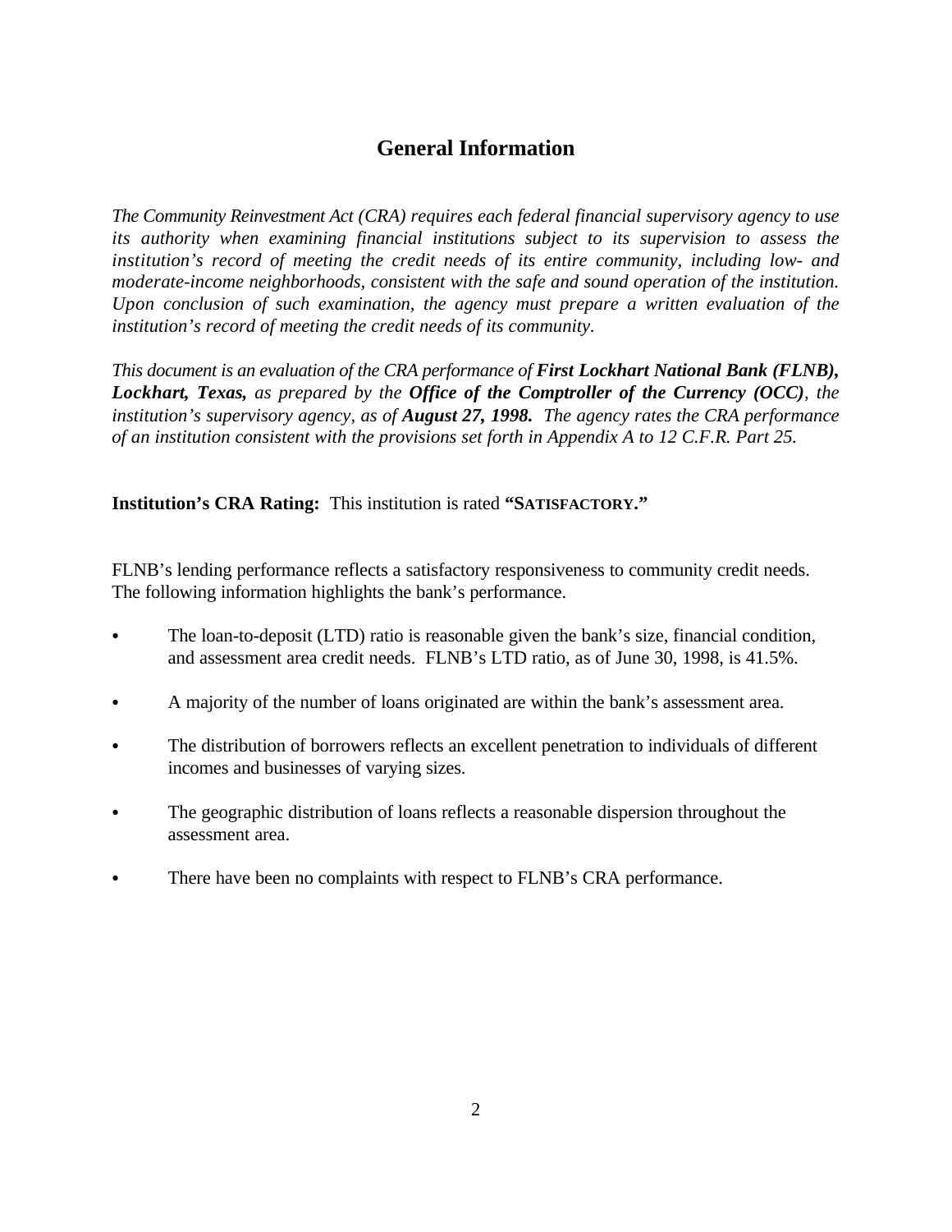## General Information

*The Community Reinvestment Act (CRA) requires each federal financial supervisory agency to use its authority when examining financial institutions subject to its supervision to assess the institution's record of meeting the credit needs of its entire community, including low- and moderate-income neighborhoods, consistent with the safe and sound operation of the institution. Upon conclusion of such examination, the agency must prepare a written evaluation of the institution's record of meeting the credit needs of its community.*

*This document is an evaluation of the CRA performance of* ***First Lockhart National Bank (FLNB), Lockhart, Texas,*** *as prepared by the* ***Office of the Comptroller of the Currency (OCC)****, the institution's supervisory agency, as of* ***August 27, 1998.*** *The agency rates the CRA performance of an institution consistent with the provisions set forth in Appendix A to 12 C.F.R. Part 25.*

**Institution's CRA Rating:** This institution is rated **"SATISFACTORY."**

FLNB's lending performance reflects a satisfactory responsiveness to community credit needs. The following information highlights the bank's performance.

- The loan-to-deposit (LTD) ratio is reasonable given the bank's size, financial condition, and assessment area credit needs. FLNB's LTD ratio, as of June 30, 1998, is 41.5%.
- A majority of the number of loans originated are within the bank's assessment area.
- The distribution of borrowers reflects an excellent penetration to individuals of different incomes and businesses of varying sizes.
- The geographic distribution of loans reflects a reasonable dispersion throughout the assessment area.
- There have been no complaints with respect to FLNB's CRA performance.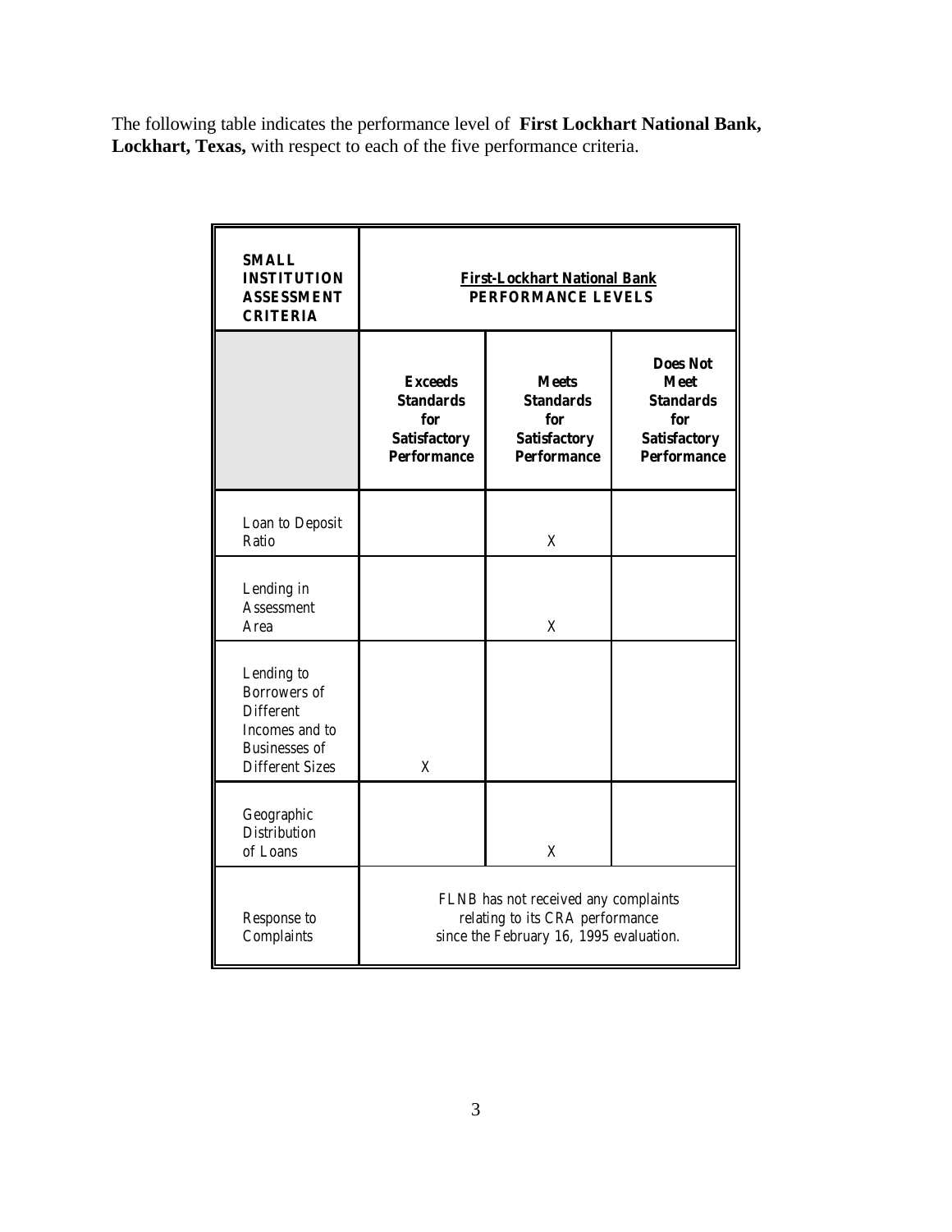The following table indicates the performance level of **First Lockhart National Bank, Lockhart, Texas,** with respect to each of the five performance criteria.

| **SMALL INSTITUTION ASSESSMENT CRITERIA** | **First-Lockhart National Bank PERFORMANCE LEVELS** | | |
|---|---|---|---|
| | **Exceeds Standards for Satisfactory Performance** | **Meets Standards for Satisfactory Performance** | **Does Not Meet Standards for Satisfactory Performance** |
| Loan to Deposit Ratio | | X | |
| Lending in Assessment Area | | X | |
| Lending to Borrowers of Different Incomes and to Businesses of Different Sizes | X | | |
| Geographic Distribution of Loans | | X | |
| Response to Complaints | FLNB has not received any complaints relating to its CRA performance since the February 16, 1995 evaluation. | | |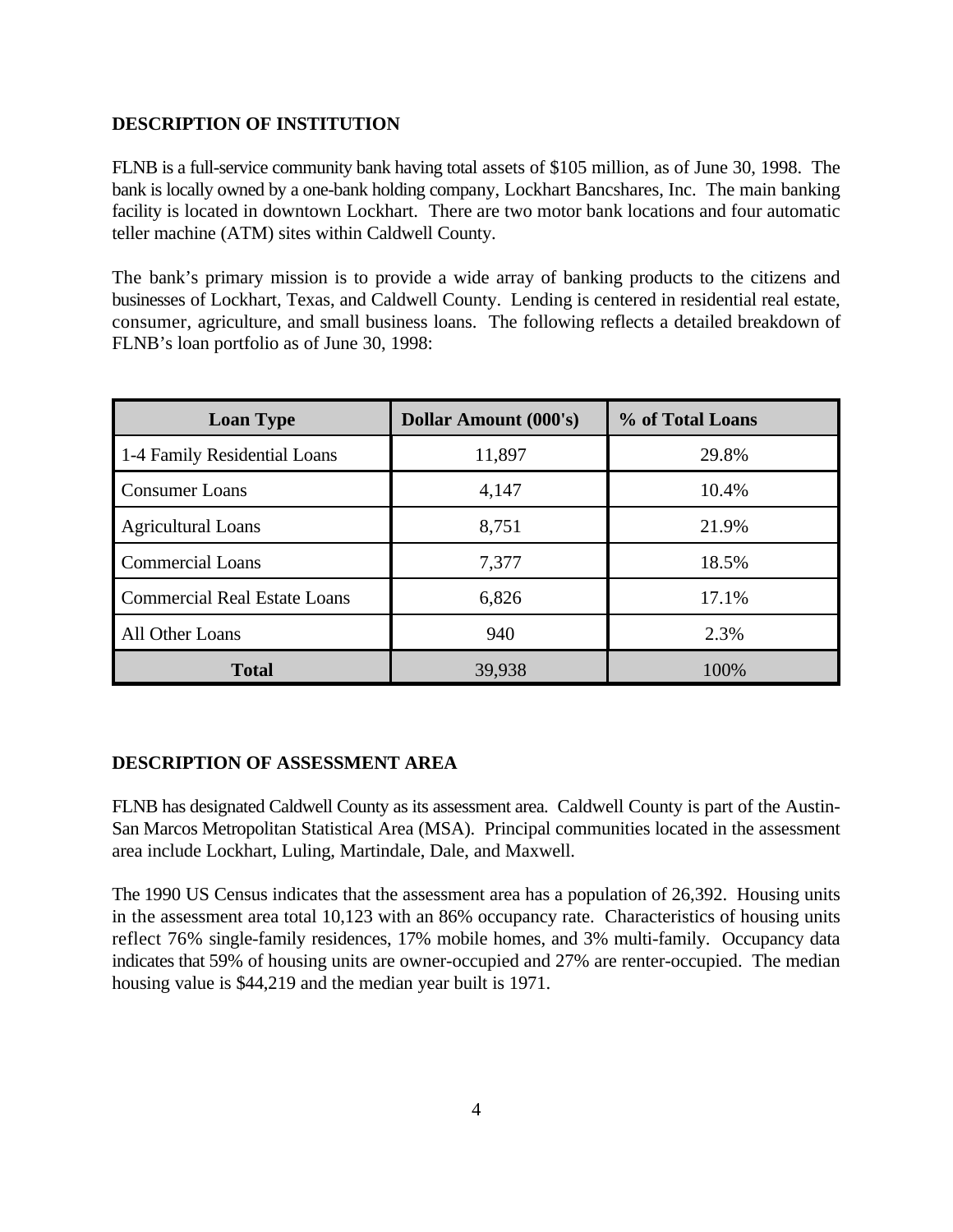## DESCRIPTION OF INSTITUTION

FLNB is a full-service community bank having total assets of $105 million, as of June 30, 1998. The bank is locally owned by a one-bank holding company, Lockhart Bancshares, Inc. The main banking facility is located in downtown Lockhart. There are two motor bank locations and four automatic teller machine (ATM) sites within Caldwell County.

The bank's primary mission is to provide a wide array of banking products to the citizens and businesses of Lockhart, Texas, and Caldwell County. Lending is centered in residential real estate, consumer, agriculture, and small business loans. The following reflects a detailed breakdown of FLNB's loan portfolio as of June 30, 1998:

| Loan Type | Dollar Amount (000's) | % of Total Loans |
| --- | --- | --- |
| 1-4 Family Residential Loans | 11,897 | 29.8% |
| Consumer Loans | 4,147 | 10.4% |
| Agricultural Loans | 8,751 | 21.9% |
| Commercial Loans | 7,377 | 18.5% |
| Commercial Real Estate Loans | 6,826 | 17.1% |
| All Other Loans | 940 | 2.3% |
| **Total** | 39,938 | 100% |

## DESCRIPTION OF ASSESSMENT AREA

FLNB has designated Caldwell County as its assessment area. Caldwell County is part of the Austin-San Marcos Metropolitan Statistical Area (MSA). Principal communities located in the assessment area include Lockhart, Luling, Martindale, Dale, and Maxwell.

The 1990 US Census indicates that the assessment area has a population of 26,392. Housing units in the assessment area total 10,123 with an 86% occupancy rate. Characteristics of housing units reflect 76% single-family residences, 17% mobile homes, and 3% multi-family. Occupancy data indicates that 59% of housing units are owner-occupied and 27% are renter-occupied. The median housing value is $44,219 and the median year built is 1971.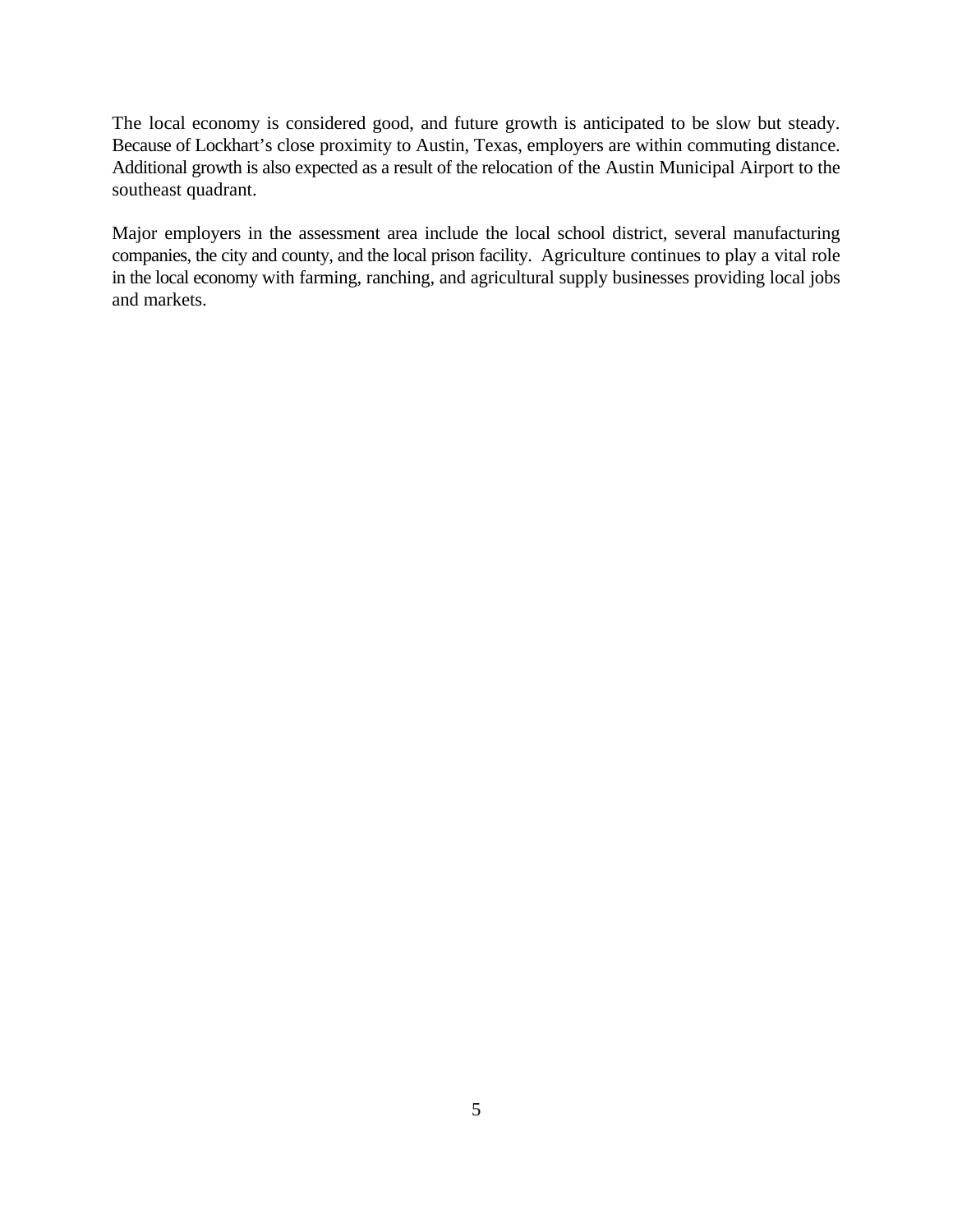The local economy is considered good, and future growth is anticipated to be slow but steady. Because of Lockhart's close proximity to Austin, Texas, employers are within commuting distance. Additional growth is also expected as a result of the relocation of the Austin Municipal Airport to the southeast quadrant.

Major employers in the assessment area include the local school district, several manufacturing companies, the city and county, and the local prison facility. Agriculture continues to play a vital role in the local economy with farming, ranching, and agricultural supply businesses providing local jobs and markets.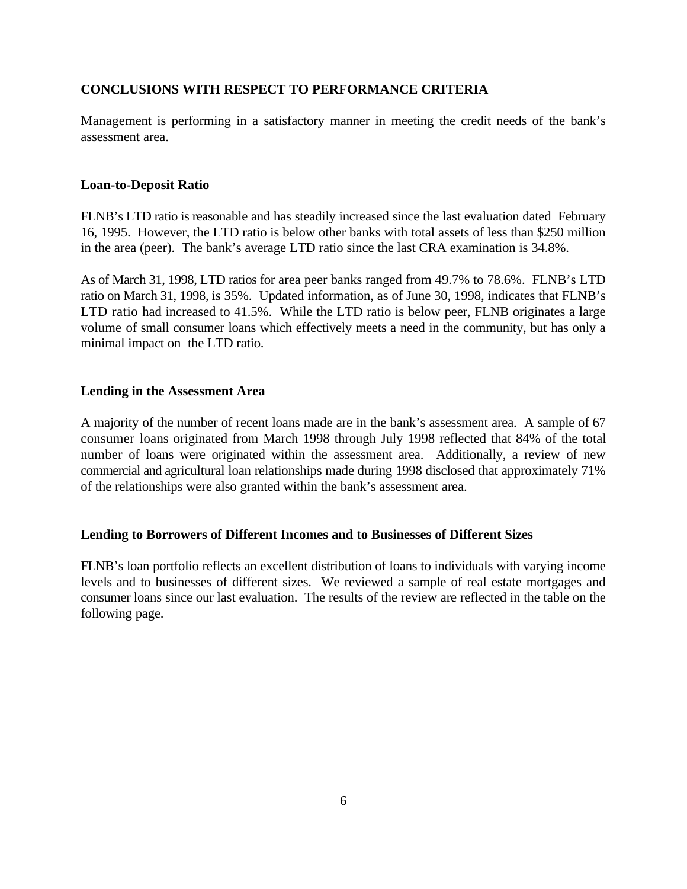## CONCLUSIONS WITH RESPECT TO PERFORMANCE CRITERIA

Management is performing in a satisfactory manner in meeting the credit needs of the bank's assessment area.

### Loan-to-Deposit Ratio

FLNB's LTD ratio is reasonable and has steadily increased since the last evaluation dated February 16, 1995. However, the LTD ratio is below other banks with total assets of less than $250 million in the area (peer). The bank's average LTD ratio since the last CRA examination is 34.8%.

As of March 31, 1998, LTD ratios for area peer banks ranged from 49.7% to 78.6%. FLNB's LTD ratio on March 31, 1998, is 35%. Updated information, as of June 30, 1998, indicates that FLNB's LTD ratio had increased to 41.5%. While the LTD ratio is below peer, FLNB originates a large volume of small consumer loans which effectively meets a need in the community, but has only a minimal impact on the LTD ratio.

### Lending in the Assessment Area

A majority of the number of recent loans made are in the bank's assessment area. A sample of 67 consumer loans originated from March 1998 through July 1998 reflected that 84% of the total number of loans were originated within the assessment area. Additionally, a review of new commercial and agricultural loan relationships made during 1998 disclosed that approximately 71% of the relationships were also granted within the bank's assessment area.

### Lending to Borrowers of Different Incomes and to Businesses of Different Sizes

FLNB's loan portfolio reflects an excellent distribution of loans to individuals with varying income levels and to businesses of different sizes. We reviewed a sample of real estate mortgages and consumer loans since our last evaluation. The results of the review are reflected in the table on the following page.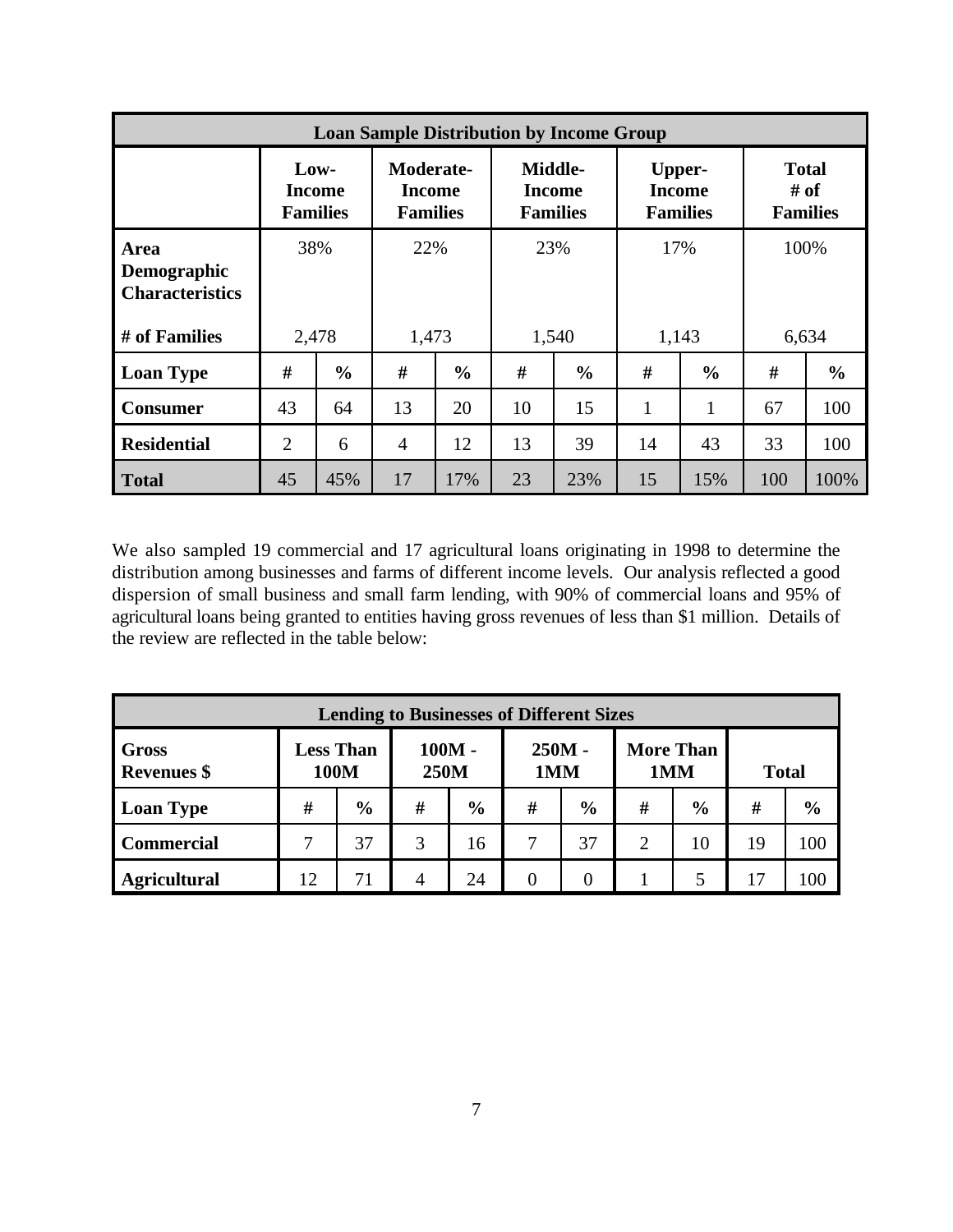| Loan Sample Distribution by Income Group | | | | | | | | | | |
|---|---|---|---|---|---|---|---|---|---|---|
| | Low-Income Families | | Moderate-Income Families | | Middle-Income Families | | Upper-Income Families | | Total # of Families | |
| **Area Demographic Characteristics** | 38% | | 22% | | 23% | | 17% | | 100% | |
| **# of Families** | 2,478 | | 1,473 | | 1,540 | | 1,143 | | 6,634 | |
| **Loan Type** | **#** | **%** | **#** | **%** | **#** | **%** | **#** | **%** | **#** | **%** |
| **Consumer** | 43 | 64 | 13 | 20 | 10 | 15 | 1 | 1 | 67 | 100 |
| **Residential** | 2 | 6 | 4 | 12 | 13 | 39 | 14 | 43 | 33 | 100 |
| **Total** | 45 | 45% | 17 | 17% | 23 | 23% | 15 | 15% | 100 | 100% |

We also sampled 19 commercial and 17 agricultural loans originating in 1998 to determine the distribution among businesses and farms of different income levels. Our analysis reflected a good dispersion of small business and small farm lending, with 90% of commercial loans and 95% of agricultural loans being granted to entities having gross revenues of less than $1 million. Details of the review are reflected in the table below:

| Lending to Businesses of Different Sizes | | | | | | | | | | |
|---|---|---|---|---|---|---|---|---|---|---|
| **Gross Revenues $** | Less Than 100M | | 100M - 250M | | 250M - 1MM | | More Than 1MM | | Total | |
| **Loan Type** | **#** | **%** | **#** | **%** | **#** | **%** | **#** | **%** | **#** | **%** |
| **Commercial** | 7 | 37 | 3 | 16 | 7 | 37 | 2 | 10 | 19 | 100 |
| **Agricultural** | 12 | 71 | 4 | 24 | 0 | 0 | 1 | 5 | 17 | 100 |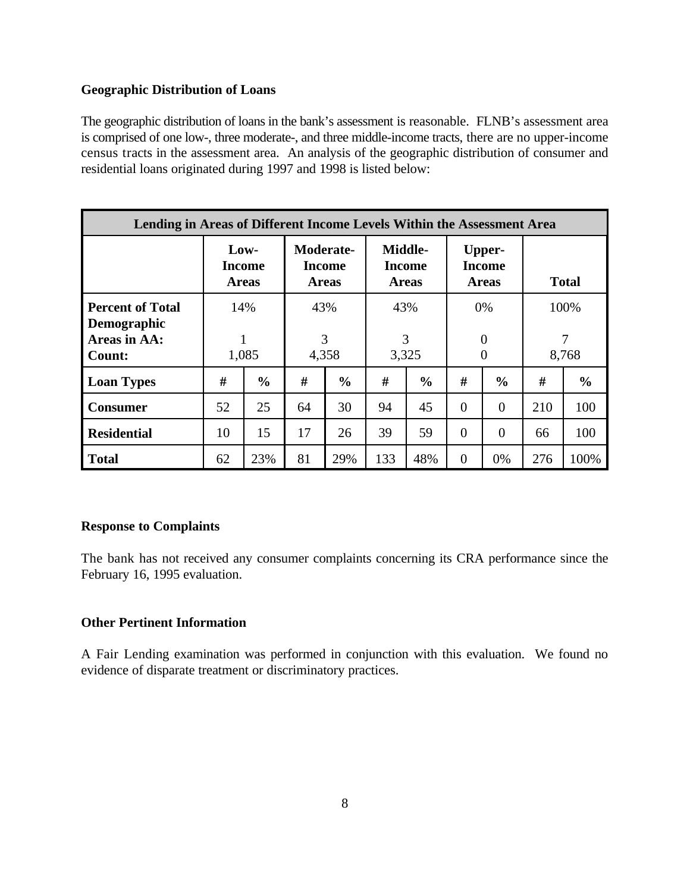**Geographic Distribution of Loans**

The geographic distribution of loans in the bank's assessment is reasonable. FLNB's assessment area is comprised of one low-, three moderate-, and three middle-income tracts, there are no upper-income census tracts in the assessment area. An analysis of the geographic distribution of consumer and residential loans originated during 1997 and 1998 is listed below:

| Lending in Areas of Different Income Levels Within the Assessment Area | | | | | | | | | | |
|---|---|---|---|---|---|---|---|---|---|---|
| | Low-Income Areas | | Moderate-Income Areas | | Middle-Income Areas | | Upper-Income Areas | | Total | |
| **Percent of Total Demographic Areas in AA: Count:** | 14% 1 1,085 | | 43% 3 4,358 | | 43% 3 3,325 | | 0% 0 0 | | 100% 7 8,768 | |
| **Loan Types** | **#** | **%** | **#** | **%** | **#** | **%** | **#** | **%** | **#** | **%** |
| **Consumer** | 52 | 25 | 64 | 30 | 94 | 45 | 0 | 0 | 210 | 100 |
| **Residential** | 10 | 15 | 17 | 26 | 39 | 59 | 0 | 0 | 66 | 100 |
| **Total** | 62 | 23% | 81 | 29% | 133 | 48% | 0 | 0% | 276 | 100% |

**Response to Complaints**

The bank has not received any consumer complaints concerning its CRA performance since the February 16, 1995 evaluation.

**Other Pertinent Information**

A Fair Lending examination was performed in conjunction with this evaluation. We found no evidence of disparate treatment or discriminatory practices.